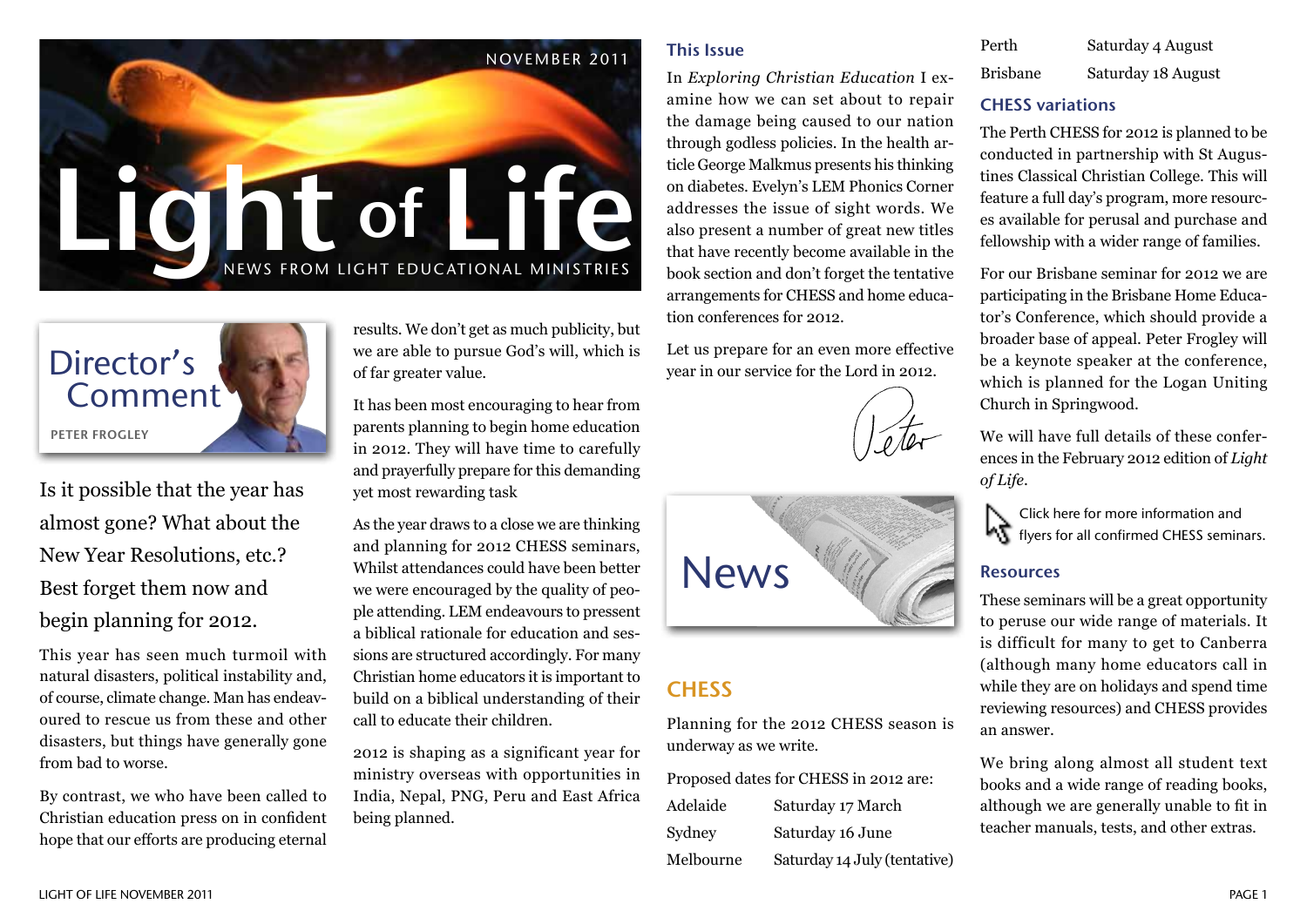NOVEMBER 2011

# Light of Life

NEWS FROM LIGHT EDUCATIONAL MINISTRIES

## Director's Comment

PETER FROGLEY

Is it possible that the year has almost gone? What about the New Year Resolutions, etc.? Best forget them now and begin planning for 2012.

This year has seen much turmoil with natural disasters, political instability and, of course, climate change. Man has endeavoured to rescue us from these and other disasters, but things have generally gone from bad to worse.

By contrast, we who have been called to Christian education press on in confident hope that our efforts are producing eternal results. We don't get as much publicity, but we are able to pursue God's will, which is of far greater value.

It has been most encouraging to hear from parents planning to begin home education in 2012. They will have time to carefully and prayerfully prepare for this demanding yet most rewarding task

As the year draws to a close we are thinking and planning for 2012 CHESS seminars, Whilst attendances could have been better we were encouraged by the quality of people attending. LEM endeavours to pressent a biblical rationale for education and sessions are structured accordingly. For many Christian home educators it is important to build on a biblical understanding of their call to educate their children.

2012 is shaping as a significant year for ministry overseas with opportunities in India, Nepal, PNG, Peru and East Africa being planned.

### This Issue

In *Exploring Christian Education* I examine how we can set about to repair the damage being caused to our nation through godless policies. In the health article George Malkmus presents his thinking on diabetes. Evelyn's LEM Phonics Corner addresses the issue of sight words. We also present a number of great new titles that have recently become available in the book section and don't forget the tentative arrangements for CHESS and home education conferences for 2012.

Let us prepare for an even more effective year in our service for the Lord in 2012.

Peter

## News

### CHESS

Planning for the 2012 CHESS season is underway as we write.

Proposed dates for CHESS in 2012 are:

| | |
|---|---|
| Adelaide | Saturday 17 March |
| Sydney | Saturday 16 June |
| Melbourne | Saturday 14 July (tentative) |
| Perth | Saturday 4 August |
| Brisbane | Saturday 18 August |

### CHESS variations

The Perth CHESS for 2012 is planned to be conducted in partnership with St Augustines Classical Christian College. This will feature a full day's program, more resources available for perusal and purchase and fellowship with a wider range of families.

For our Brisbane seminar for 2012 we are participating in the Brisbane Home Educator's Conference, which should provide a broader base of appeal. Peter Frogley will be a keynote speaker at the conference, which is planned for the Logan Uniting Church in Springwood.

We will have full details of these conferences in the February 2012 edition of *Light of Life*.

Click here for more information and flyers for all confirmed CHESS seminars.

### Resources

These seminars will be a great opportunity to peruse our wide range of materials. It is difficult for many to get to Canberra (although many home educators call in while they are on holidays and spend time reviewing resources) and CHESS provides an answer.

We bring along almost all student text books and a wide range of reading books, although we are generally unable to fit in teacher manuals, tests, and other extras.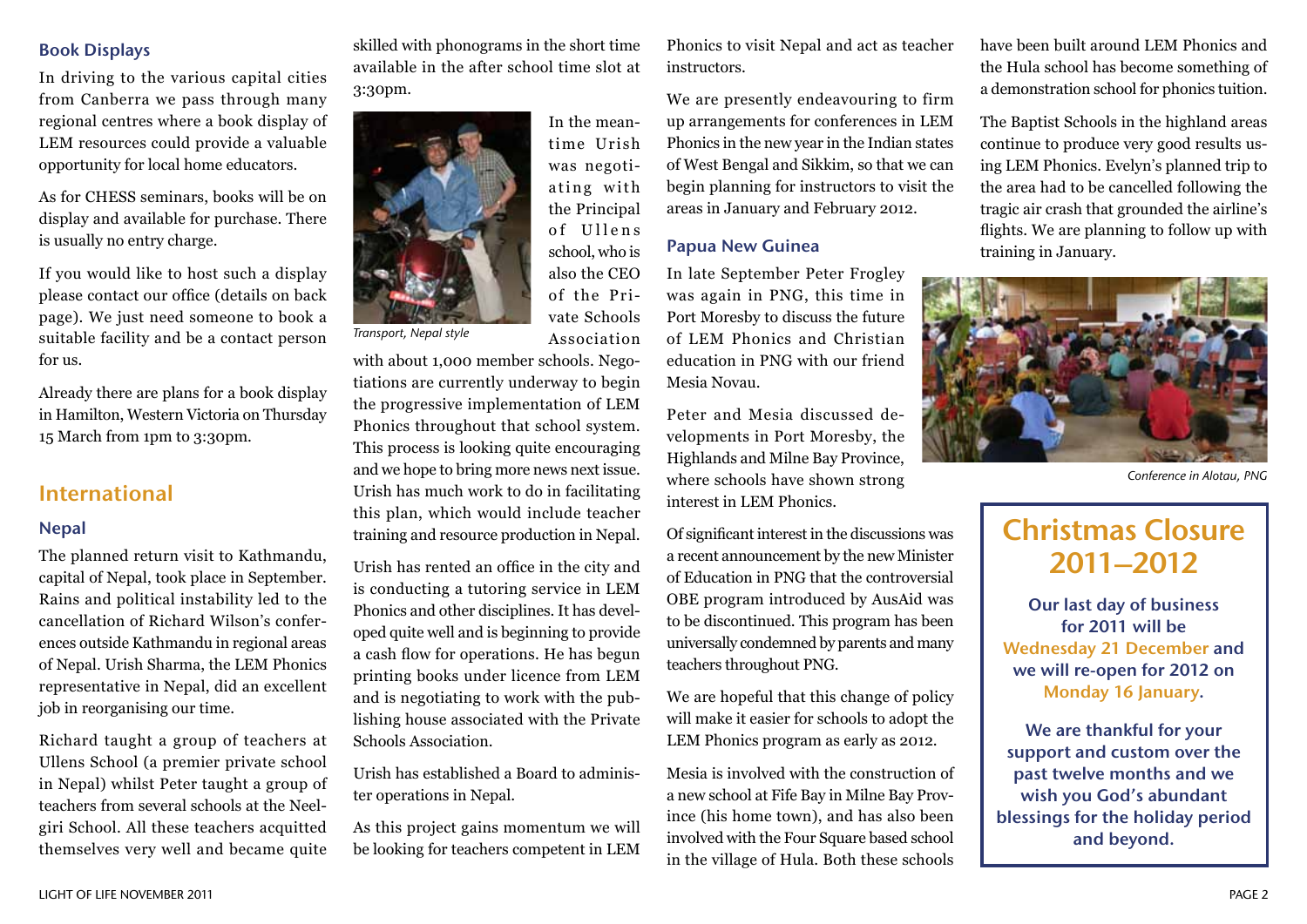### Book Displays

In driving to the various capital cities from Canberra we pass through many regional centres where a book display of LEM resources could provide a valuable opportunity for local home educators.

As for CHESS seminars, books will be on display and available for purchase. There is usually no entry charge.

If you would like to host such a display please contact our office (details on back page). We just need someone to book a suitable facility and be a contact person for us.

Already there are plans for a book display in Hamilton, Western Victoria on Thursday 15 March from 1pm to 3:30pm.

## International

### Nepal

The planned return visit to Kathmandu, capital of Nepal, took place in September. Rains and political instability led to the cancellation of Richard Wilson's conferences outside Kathmandu in regional areas of Nepal. Urish Sharma, the LEM Phonics representative in Nepal, did an excellent job in reorganising our time.

Richard taught a group of teachers at Ullens School (a premier private school in Nepal) whilst Peter taught a group of teachers from several schools at the Neelgiri School. All these teachers acquitted themselves very well and became quite skilled with phonograms in the short time available in the after school time slot at 3:30pm.

*Transport, Nepal style*

In the meantime Urish was negotiating with the Principal of Ullens school, who is also the CEO of the Private Schools Association with about 1,000 member schools. Negotiations are currently underway to begin the progressive implementation of LEM Phonics throughout that school system. This process is looking quite encouraging and we hope to bring more news next issue. Urish has much work to do in facilitating this plan, which would include teacher training and resource production in Nepal.

Urish has rented an office in the city and is conducting a tutoring service in LEM Phonics and other disciplines. It has developed quite well and is beginning to provide a cash flow for operations. He has begun printing books under licence from LEM and is negotiating to work with the publishing house associated with the Private Schools Association.

Urish has established a Board to administer operations in Nepal.

As this project gains momentum we will be looking for teachers competent in LEM Phonics to visit Nepal and act as teacher instructors.

We are presently endeavouring to firm up arrangements for conferences in LEM Phonics in the new year in the Indian states of West Bengal and Sikkim, so that we can begin planning for instructors to visit the areas in January and February 2012.

### Papua New Guinea

In late September Peter Frogley was again in PNG, this time in Port Moresby to discuss the future of LEM Phonics and Christian education in PNG with our friend Mesia Novau.

Peter and Mesia discussed developments in Port Moresby, the Highlands and Milne Bay Province, where schools have shown strong interest in LEM Phonics.

Of significant interest in the discussions was a recent announcement by the new Minister of Education in PNG that the controversial OBE program introduced by AusAid was to be discontinued. This program has been universally condemned by parents and many teachers throughout PNG.

We are hopeful that this change of policy will make it easier for schools to adopt the LEM Phonics program as early as 2012.

Mesia is involved with the construction of a new school at Fife Bay in Milne Bay Province (his home town), and has also been involved with the Four Square based school in the village of Hula. Both these schools have been built around LEM Phonics and the Hula school has become something of a demonstration school for phonics tuition.

The Baptist Schools in the highland areas continue to produce very good results using LEM Phonics. Evelyn's planned trip to the area had to be cancelled following the tragic air crash that grounded the airline's flights. We are planning to follow up with training in January.

*Conference in Alotau, PNG*

## Christmas Closure 2011–2012

**Our last day of business for 2011 will be Wednesday 21 December and we will re-open for 2012 on Monday 16 January.**

**We are thankful for your support and custom over the past twelve months and we wish you God's abundant blessings for the holiday period and beyond.**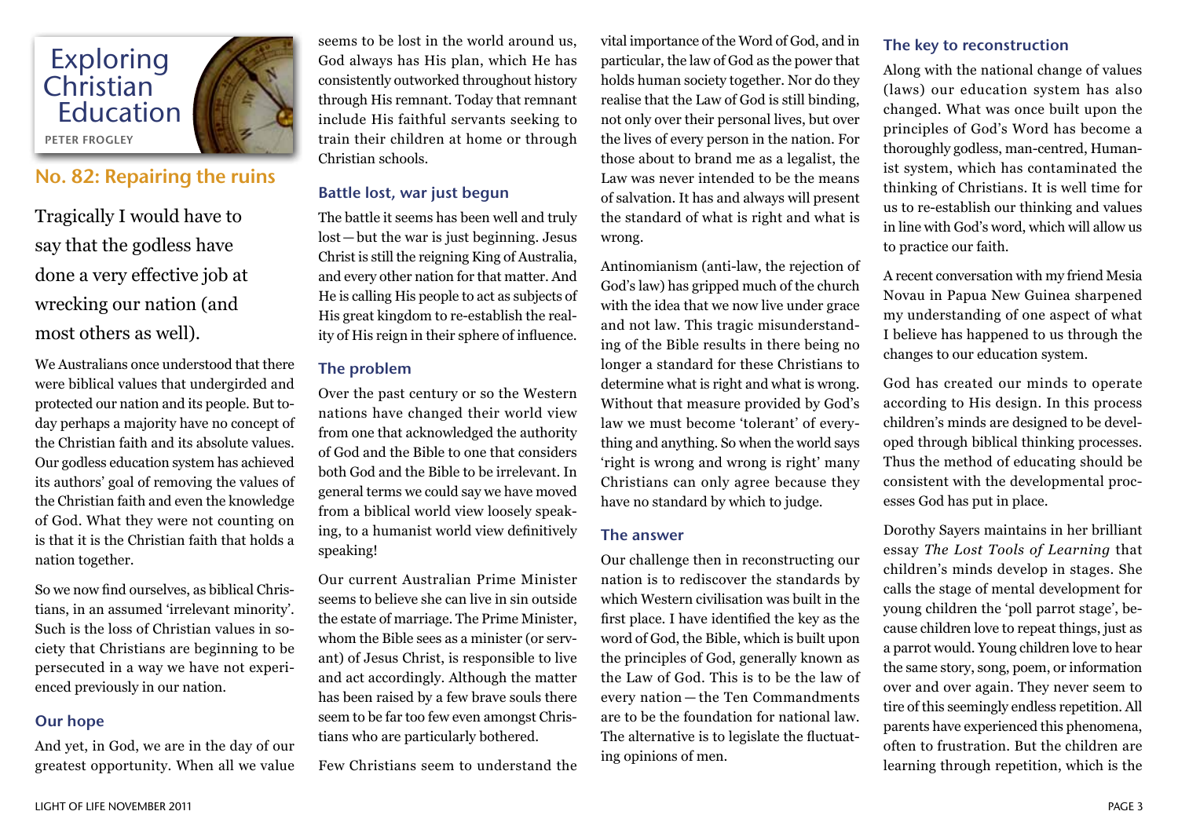# Exploring Christian Education

PETER FROGLEY

## No. 82: Repairing the ruins

Tragically I would have to say that the godless have done a very effective job at wrecking our nation (and most others as well).

We Australians once understood that there were biblical values that undergirded and protected our nation and its people. But today perhaps a majority have no concept of the Christian faith and its absolute values. Our godless education system has achieved its authors' goal of removing the values of the Christian faith and even the knowledge of God. What they were not counting on is that it is the Christian faith that holds a nation together.

So we now find ourselves, as biblical Christians, in an assumed 'irrelevant minority'. Such is the loss of Christian values in society that Christians are beginning to be persecuted in a way we have not experienced previously in our nation.

### Our hope

And yet, in God, we are in the day of our greatest opportunity. When all we value seems to be lost in the world around us, God always has His plan, which He has consistently outworked throughout history through His remnant. Today that remnant include His faithful servants seeking to train their children at home or through Christian schools.

### Battle lost, war just begun

The battle it seems has been well and truly lost — but the war is just beginning. Jesus Christ is still the reigning King of Australia, and every other nation for that matter. And He is calling His people to act as subjects of His great kingdom to re-establish the reality of His reign in their sphere of influence.

### The problem

Over the past century or so the Western nations have changed their world view from one that acknowledged the authority of God and the Bible to one that considers both God and the Bible to be irrelevant. In general terms we could say we have moved from a biblical world view loosely speaking, to a humanist world view definitively speaking!

Our current Australian Prime Minister seems to believe she can live in sin outside the estate of marriage. The Prime Minister, whom the Bible sees as a minister (or servant) of Jesus Christ, is responsible to live and act accordingly. Although the matter has been raised by a few brave souls there seem to be far too few even amongst Christians who are particularly bothered.

Few Christians seem to understand the vital importance of the Word of God, and in particular, the law of God as the power that holds human society together. Nor do they realise that the Law of God is still binding, not only over their personal lives, but over the lives of every person in the nation. For those about to brand me as a legalist, the Law was never intended to be the means of salvation. It has and always will present the standard of what is right and what is wrong.

Antinomianism (anti-law, the rejection of God's law) has gripped much of the church with the idea that we now live under grace and not law. This tragic misunderstanding of the Bible results in there being no longer a standard for these Christians to determine what is right and what is wrong. Without that measure provided by God's law we must become 'tolerant' of everything and anything. So when the world says 'right is wrong and wrong is right' many Christians can only agree because they have no standard by which to judge.

### The answer

Our challenge then in reconstructing our nation is to rediscover the standards by which Western civilisation was built in the first place. I have identified the key as the word of God, the Bible, which is built upon the principles of God, generally known as the Law of God. This is to be the law of every nation — the Ten Commandments are to be the foundation for national law. The alternative is to legislate the fluctuating opinions of men.

### The key to reconstruction

Along with the national change of values (laws) our education system has also changed. What was once built upon the principles of God's Word has become a thoroughly godless, man-centred, Humanist system, which has contaminated the thinking of Christians. It is well time for us to re-establish our thinking and values in line with God's word, which will allow us to practice our faith.

A recent conversation with my friend Mesia Novau in Papua New Guinea sharpened my understanding of one aspect of what I believe has happened to us through the changes to our education system.

God has created our minds to operate according to His design. In this process children's minds are designed to be developed through biblical thinking processes. Thus the method of educating should be consistent with the developmental processes God has put in place.

Dorothy Sayers maintains in her brilliant essay *The Lost Tools of Learning* that children's minds develop in stages. She calls the stage of mental development for young children the 'poll parrot stage', because children love to repeat things, just as a parrot would. Young children love to hear the same story, song, poem, or information over and over again. They never seem to tire of this seemingly endless repetition. All parents have experienced this phenomena, often to frustration. But the children are learning through repetition, which is the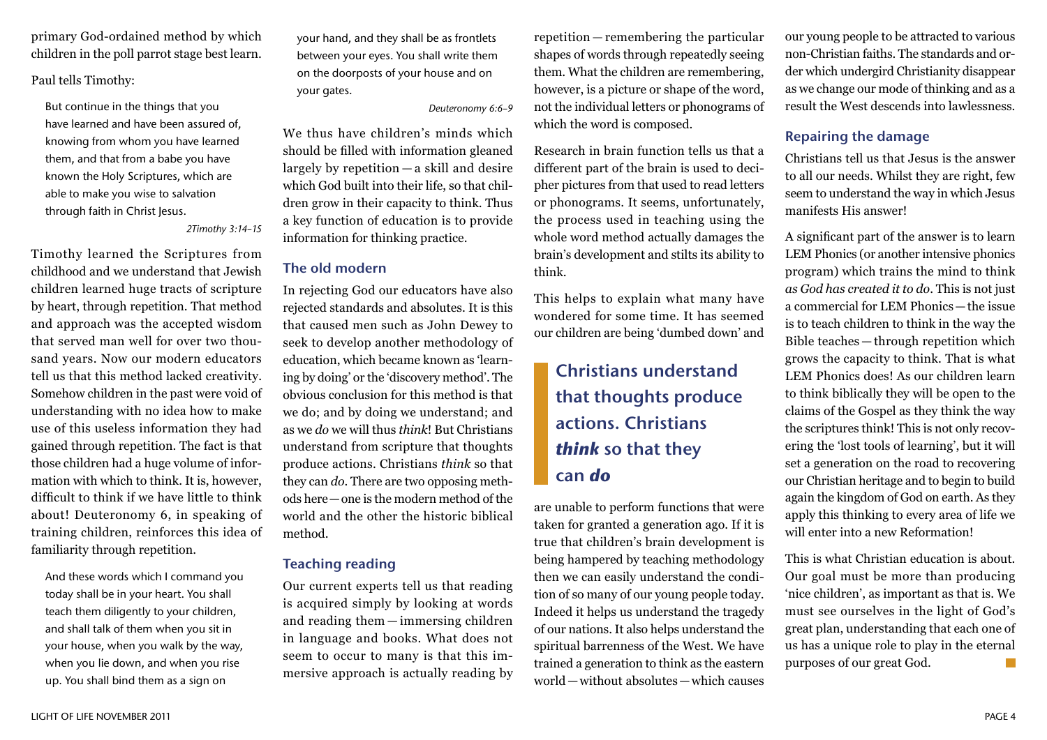primary God-ordained method by which children in the poll parrot stage best learn.

Paul tells Timothy:

> But continue in the things that you have learned and have been assured of, knowing from whom you have learned them, and that from a babe you have known the Holy Scriptures, which are able to make you wise to salvation through faith in Christ Jesus.
>
> *2Timothy 3:14–15*

Timothy learned the Scriptures from childhood and we understand that Jewish children learned huge tracts of scripture by heart, through repetition. That method and approach was the accepted wisdom that served man well for over two thousand years. Now our modern educators tell us that this method lacked creativity. Somehow children in the past were void of understanding with no idea how to make use of this useless information they had gained through repetition. The fact is that those children had a huge volume of information with which to think. It is, however, difficult to think if we have little to think about! Deuteronomy 6, in speaking of training children, reinforces this idea of familiarity through repetition.

> And these words which I command you today shall be in your heart. You shall teach them diligently to your children, and shall talk of them when you sit in your house, when you walk by the way, when you lie down, and when you rise up. You shall bind them as a sign on your hand, and they shall be as frontlets between your eyes. You shall write them on the doorposts of your house and on your gates.
>
> *Deuteronomy 6:6–9*

We thus have children's minds which should be filled with information gleaned largely by repetition — a skill and desire which God built into their life, so that children grow in their capacity to think. Thus a key function of education is to provide information for thinking practice.

## The old modern

In rejecting God our educators have also rejected standards and absolutes. It is this that caused men such as John Dewey to seek to develop another methodology of education, which became known as 'learning by doing' or the 'discovery method'. The obvious conclusion for this method is that we do; and by doing we understand; and as we *do* we will thus *think*! But Christians understand from scripture that thoughts produce actions. Christians *think* so that they can *do*. There are two opposing methods here — one is the modern method of the world and the other the historic biblical method.

## Teaching reading

Our current experts tell us that reading is acquired simply by looking at words and reading them — immersing children in language and books. What does not seem to occur to many is that this immersive approach is actually reading by repetition — remembering the particular shapes of words through repeatedly seeing them. What the children are remembering, however, is a picture or shape of the word, not the individual letters or phonograms of which the word is composed.

Research in brain function tells us that a different part of the brain is used to decipher pictures from that used to read letters or phonograms. It seems, unfortunately, the process used in teaching using the whole word method actually damages the brain's development and stilts its ability to think.

This helps to explain what many have wondered for some time. It has seemed our children are being 'dumbed down' and are unable to perform functions that were taken for granted a generation ago. If it is true that children's brain development is being hampered by teaching methodology then we can easily understand the condition of so many of our young people today. Indeed it helps us understand the tragedy of our nations. It also helps understand the spiritual barrenness of the West. We have trained a generation to think as the eastern world — without absolutes — which causes our young people to be attracted to various non-Christian faiths. The standards and order which undergird Christianity disappear as we change our mode of thinking and as a result the West descends into lawlessness.

> **Christians understand that thoughts produce actions. Christians *think* so that they can *do***

## Repairing the damage

Christians tell us that Jesus is the answer to all our needs. Whilst they are right, few seem to understand the way in which Jesus manifests His answer!

A significant part of the answer is to learn LEM Phonics (or another intensive phonics program) which trains the mind to think *as God has created it to do*. This is not just a commercial for LEM Phonics — the issue is to teach children to think in the way the Bible teaches — through repetition which grows the capacity to think. That is what LEM Phonics does! As our children learn to think biblically they will be open to the claims of the Gospel as they think the way the scriptures think! This is not only recovering the 'lost tools of learning', but it will set a generation on the road to recovering our Christian heritage and to begin to build again the kingdom of God on earth. As they apply this thinking to every area of life we will enter into a new Reformation!

This is what Christian education is about. Our goal must be more than producing 'nice children', as important as that is. We must see ourselves in the light of God's great plan, understanding that each one of us has a unique role to play in the eternal purposes of our great God.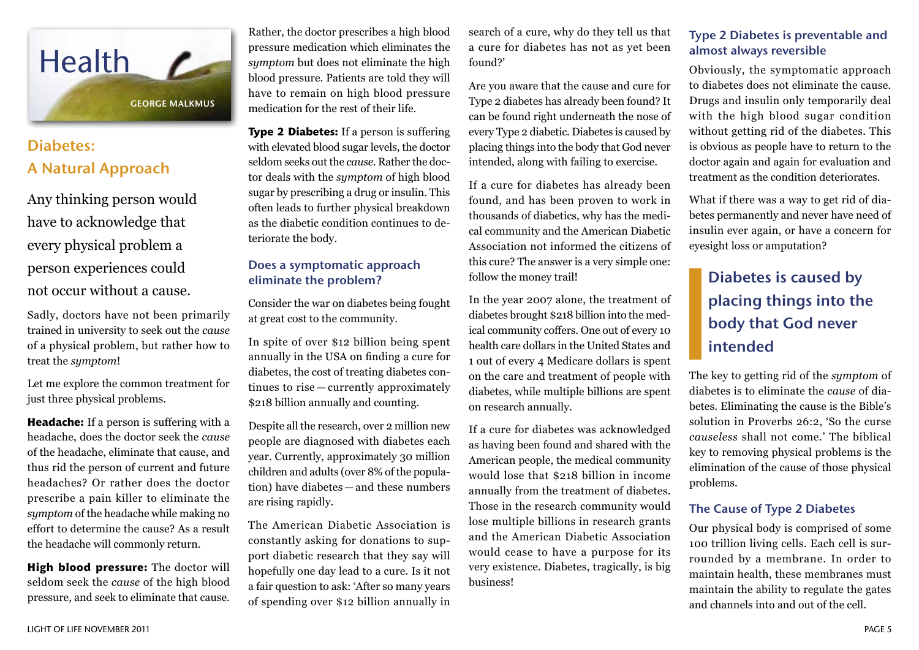# Health

GEORGE MALKMUS

## Diabetes: A Natural Approach

Any thinking person would have to acknowledge that every physical problem a person experiences could not occur without a cause.

Sadly, doctors have not been primarily trained in university to seek out the *cause* of a physical problem, but rather how to treat the *symptom*!

Let me explore the common treatment for just three physical problems.

**Headache:** If a person is suffering with a headache, does the doctor seek the *cause* of the headache, eliminate that cause, and thus rid the person of current and future headaches? Or rather does the doctor prescribe a pain killer to eliminate the *symptom* of the headache while making no effort to determine the cause? As a result the headache will commonly return.

**High blood pressure:** The doctor will seldom seek the *cause* of the high blood pressure, and seek to eliminate that cause. Rather, the doctor prescribes a high blood pressure medication which eliminates the *symptom* but does not eliminate the high blood pressure. Patients are told they will have to remain on high blood pressure medication for the rest of their life.

**Type 2 Diabetes:** If a person is suffering with elevated blood sugar levels, the doctor seldom seeks out the *cause*. Rather the doctor deals with the *symptom* of high blood sugar by prescribing a drug or insulin. This often leads to further physical breakdown as the diabetic condition continues to deteriorate the body.

### Does a symptomatic approach eliminate the problem?

Consider the war on diabetes being fought at great cost to the community.

In spite of over $12 billion being spent annually in the USA on finding a cure for diabetes, the cost of treating diabetes continues to rise — currently approximately $218 billion annually and counting.

Despite all the research, over 2 million new people are diagnosed with diabetes each year. Currently, approximately 30 million children and adults (over 8% of the population) have diabetes — and these numbers are rising rapidly.

The American Diabetic Association is constantly asking for donations to support diabetic research that they say will hopefully one day lead to a cure. Is it not a fair question to ask: 'After so many years of spending over $12 billion annually in search of a cure, why do they tell us that a cure for diabetes has not as yet been found?'

Are you aware that the cause and cure for Type 2 diabetes has already been found? It can be found right underneath the nose of every Type 2 diabetic. Diabetes is caused by placing things into the body that God never intended, along with failing to exercise.

If a cure for diabetes has already been found, and has been proven to work in thousands of diabetics, why has the medical community and the American Diabetic Association not informed the citizens of this cure? The answer is a very simple one: follow the money trail!

In the year 2007 alone, the treatment of diabetes brought $218 billion into the medical community coffers. One out of every 10 health care dollars in the United States and 1 out of every 4 Medicare dollars is spent on the care and treatment of people with diabetes, while multiple billions are spent on research annually.

If a cure for diabetes was acknowledged as having been found and shared with the American people, the medical community would lose that $218 billion in income annually from the treatment of diabetes. Those in the research community would lose multiple billions in research grants and the American Diabetic Association would cease to have a purpose for its very existence. Diabetes, tragically, is big business!

### Type 2 Diabetes is preventable and almost always reversible

Obviously, the symptomatic approach to diabetes does not eliminate the cause. Drugs and insulin only temporarily deal with the high blood sugar condition without getting rid of the diabetes. This is obvious as people have to return to the doctor again and again for evaluation and treatment as the condition deteriorates.

What if there was a way to get rid of diabetes permanently and never have need of insulin ever again, or have a concern for eyesight loss or amputation?

> **Diabetes is caused by placing things into the body that God never intended**

The key to getting rid of the *symptom* of diabetes is to eliminate the *cause* of diabetes. Eliminating the cause is the Bible's solution in Proverbs 26:2, 'So the curse *causeless* shall not come.' The biblical key to removing physical problems is the elimination of the cause of those physical problems.

### The Cause of Type 2 Diabetes

Our physical body is comprised of some 100 trillion living cells. Each cell is surrounded by a membrane. In order to maintain health, these membranes must maintain the ability to regulate the gates and channels into and out of the cell.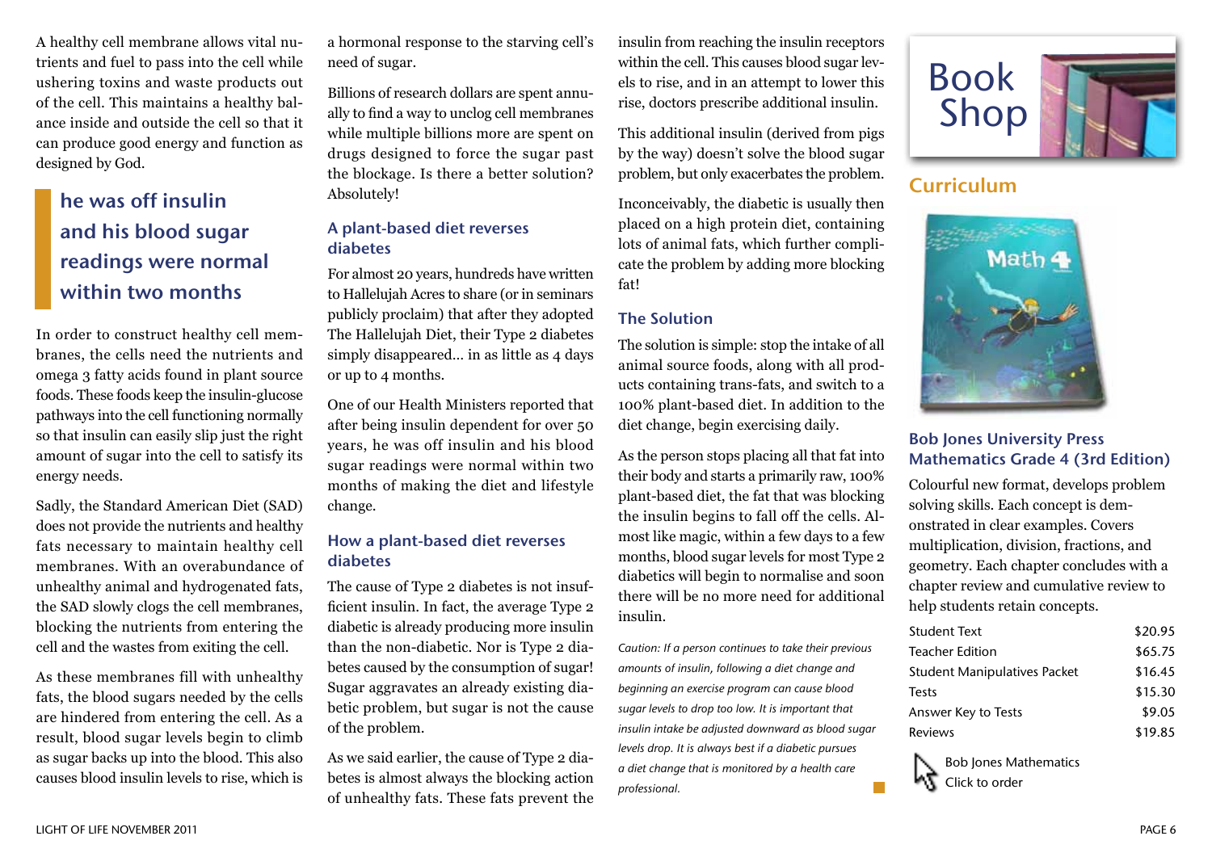A healthy cell membrane allows vital nutrients and fuel to pass into the cell while ushering toxins and waste products out of the cell. This maintains a healthy balance inside and outside the cell so that it can produce good energy and function as designed by God.

> **he was off insulin and his blood sugar readings were normal within two months**

In order to construct healthy cell membranes, the cells need the nutrients and omega 3 fatty acids found in plant source foods. These foods keep the insulin-glucose pathways into the cell functioning normally so that insulin can easily slip just the right amount of sugar into the cell to satisfy its energy needs.

Sadly, the Standard American Diet (SAD) does not provide the nutrients and healthy fats necessary to maintain healthy cell membranes. With an overabundance of unhealthy animal and hydrogenated fats, the SAD slowly clogs the cell membranes, blocking the nutrients from entering the cell and the wastes from exiting the cell.

As these membranes fill with unhealthy fats, the blood sugars needed by the cells are hindered from entering the cell. As a result, blood sugar levels begin to climb as sugar backs up into the blood. This also causes blood insulin levels to rise, which is a hormonal response to the starving cell's need of sugar.

Billions of research dollars are spent annually to find a way to unclog cell membranes while multiple billions more are spent on drugs designed to force the sugar past the blockage. Is there a better solution? Absolutely!

### A plant-based diet reverses diabetes

For almost 20 years, hundreds have written to Hallelujah Acres to share (or in seminars publicly proclaim) that after they adopted The Hallelujah Diet, their Type 2 diabetes simply disappeared... in as little as 4 days or up to 4 months.

One of our Health Ministers reported that after being insulin dependent for over 50 years, he was off insulin and his blood sugar readings were normal within two months of making the diet and lifestyle change.

### How a plant-based diet reverses diabetes

The cause of Type 2 diabetes is not insufficient insulin. In fact, the average Type 2 diabetic is already producing more insulin than the non-diabetic. Nor is Type 2 diabetes caused by the consumption of sugar! Sugar aggravates an already existing diabetic problem, but sugar is not the cause of the problem.

As we said earlier, the cause of Type 2 diabetes is almost always the blocking action of unhealthy fats. These fats prevent the insulin from reaching the insulin receptors within the cell. This causes blood sugar levels to rise, and in an attempt to lower this rise, doctors prescribe additional insulin.

This additional insulin (derived from pigs by the way) doesn't solve the blood sugar problem, but only exacerbates the problem.

Inconceivably, the diabetic is usually then placed on a high protein diet, containing lots of animal fats, which further complicate the problem by adding more blocking fat!

### The Solution

The solution is simple: stop the intake of all animal source foods, along with all products containing trans-fats, and switch to a 100% plant-based diet. In addition to the diet change, begin exercising daily.

As the person stops placing all that fat into their body and starts a primarily raw, 100% plant-based diet, the fat that was blocking the insulin begins to fall off the cells. Almost like magic, within a few days to a few months, blood sugar levels for most Type 2 diabetics will begin to normalise and soon there will be no more need for additional insulin.

*Caution: If a person continues to take their previous amounts of insulin, following a diet change and beginning an exercise program can cause blood sugar levels to drop too low. It is important that insulin intake be adjusted downward as blood sugar levels drop. It is always best if a diabetic pursues a diet change that is monitored by a health care professional.*

# Book Shop

## Curriculum

### Bob Jones University Press Mathematics Grade 4 (3rd Edition)

Colourful new format, develops problem solving skills. Each concept is demonstrated in clear examples. Covers multiplication, division, fractions, and geometry. Each chapter concludes with a chapter review and cumulative review to help students retain concepts.

| Item | Price |
|---|---|
| Student Text | $20.95 |
| Teacher Edition | $65.75 |
| Student Manipulatives Packet | $16.45 |
| Tests | $15.30 |
| Answer Key to Tests | $9.05 |
| Reviews | $19.85 |

Bob Jones Mathematics
Click to order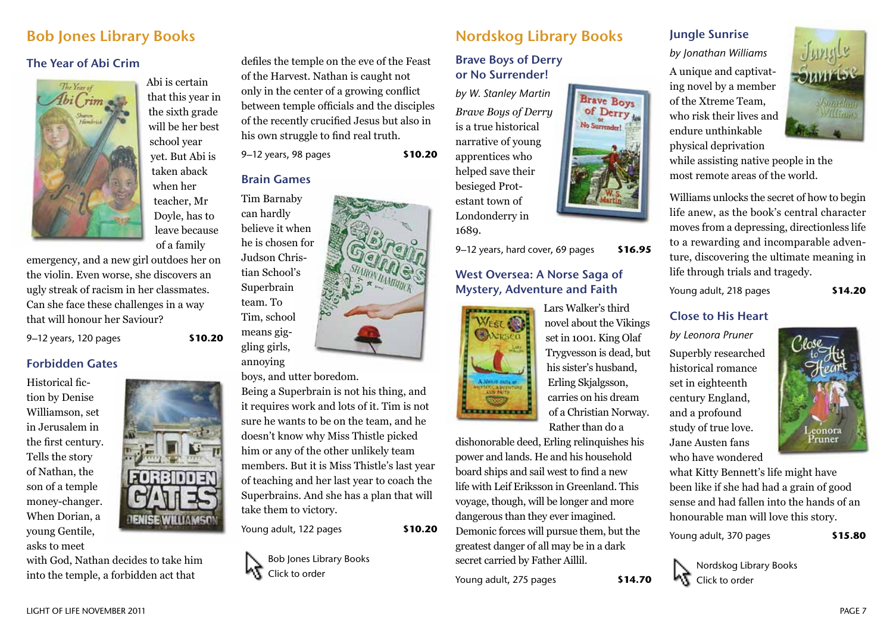## Bob Jones Library Books

### The Year of Abi Crim

Abi is certain that this year in the sixth grade will be her best school year yet. But Abi is taken aback when her teacher, Mr Doyle, has to leave because of a family emergency, and a new girl outdoes her on the violin. Even worse, she discovers an ugly streak of racism in her classmates. Can she face these challenges in a way that will honour her Saviour?

9–12 years, 120 pages **$10.20**

### Forbidden Gates

Historical fiction by Denise Williamson, set in Jerusalem in the first century. Tells the story of Nathan, the son of a temple money-changer. When Dorian, a young Gentile, asks to meet with God, Nathan decides to take him into the temple, a forbidden act that defiles the temple on the eve of the Feast of the Harvest. Nathan is caught not only in the center of a growing conflict between temple officials and the disciples of the recently crucified Jesus but also in his own struggle to find real truth.

9–12 years, 98 pages **$10.20**

### Brain Games

Tim Barnaby can hardly believe it when he is chosen for Judson Christian School's Superbrain team. To Tim, school means giggling girls, annoying boys, and utter boredom. Being a Superbrain is not his thing, and it requires work and lots of it. Tim is not sure he wants to be on the team, and he doesn't know why Miss Thistle picked him or any of the other unlikely team members. But it is Miss Thistle's last year of teaching and her last year to coach the Superbrains. And she has a plan that will take them to victory.

Young adult, 122 pages **$10.20**

Bob Jones Library Books
Click to order

## Nordskog Library Books

### Brave Boys of Derry or No Surrender!

*by W. Stanley Martin*

*Brave Boys of Derry* is a true historical narrative of young apprentices who helped save their besieged Protestant town of Londonderry in 1689.

9–12 years, hard cover, 69 pages **$16.95**

### West Oversea: A Norse Saga of Mystery, Adventure and Faith

Lars Walker's third novel about the Vikings set in 1001. King Olaf Trygvesson is dead, but his sister's husband, Erling Skjalgsson, carries on his dream of a Christian Norway. Rather than do a dishonorable deed, Erling relinquishes his power and lands. He and his household board ships and sail west to find a new life with Leif Eriksson in Greenland. This voyage, though, will be longer and more dangerous than they ever imagined. Demonic forces will pursue them, but the greatest danger of all may be in a dark secret carried by Father Aillil.

Young adult, 275 pages **$14.70**

### Jungle Sunrise

*by Jonathan Williams*

A unique and captivating novel by a member of the Xtreme Team, who risk their lives and endure unthinkable physical deprivation while assisting native people in the most remote areas of the world.

Williams unlocks the secret of how to begin life anew, as the book's central character moves from a depressing, directionless life to a rewarding and incomparable adventure, discovering the ultimate meaning in life through trials and tragedy.

Young adult, 218 pages **$14.20**

### Close to His Heart

*by Leonora Pruner*

Superbly researched historical romance set in eighteenth century England, and a profound study of true love. Jane Austen fans who have wondered what Kitty Bennett's life might have been like if she had had a grain of good sense and had fallen into the hands of an honourable man will love this story.

Young adult, 370 pages **$15.80**

Nordskog Library Books
Click to order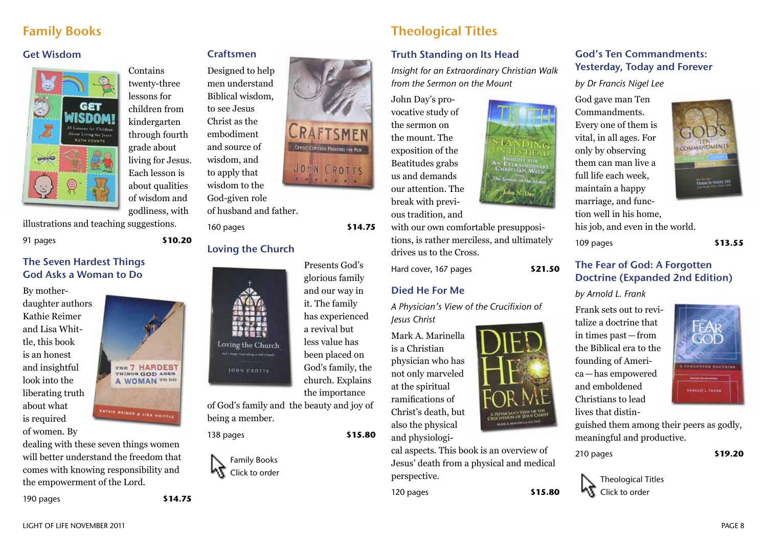## Family Books

### Get Wisdom

Contains twenty-three lessons for children from kindergarten through fourth grade about living for Jesus. Each lesson is about qualities of wisdom and godliness, with illustrations and teaching suggestions.

91 pages **$10.20**

### The Seven Hardest Things God Asks a Woman to Do

By mother-daughter authors Kathie Reimer and Lisa Whittle, this book is an honest and insightful look into the liberating truth about what is required of women. By dealing with these seven things women will better understand the freedom that comes with knowing responsibility and the empowerment of the Lord.

190 pages **$14.75**

### Craftsmen

Designed to help men understand Biblical wisdom, to see Jesus Christ as the embodiment and source of wisdom, and to apply that wisdom to the God-given role of husband and father.

160 pages **$14.75**

### Loving the Church

Presents God's glorious family and our way in it. The family has experienced a revival but less value has been placed on God's family, the church. Explains the importance of God's family and the beauty and joy of being a member.

138 pages **$15.80**

Family Books
Click to order

## Theological Titles

### Truth Standing on Its Head

*Insight for an Extraordinary Christian Walk from the Sermon on the Mount*

John Day's provocative study of the sermon on the mount. The exposition of the Beatitudes grabs us and demands our attention. The break with previous tradition, and with our own comfortable presuppositions, is rather merciless, and ultimately drives us to the Cross.

Hard cover, 167 pages **$21.50**

### Died He For Me

*A Physician's View of the Crucifixion of Jesus Christ*

Mark A. Marinella is a Christian physician who has not only marveled at the spiritual ramifications of Christ's death, but also the physical and physiological aspects. This book is an overview of Jesus' death from a physical and medical perspective.

120 pages **$15.80**

### God's Ten Commandments: Yesterday, Today and Forever

*by Dr Francis Nigel Lee*

God gave man Ten Commandments. Every one of them is vital, in all ages. For only by observing them can man live a full life each week, maintain a happy marriage, and function well in his home, his job, and even in the world.

109 pages **$13.55**

### The Fear of God: A Forgotten Doctrine (Expanded 2nd Edition)

*by Arnold L. Frank*

Frank sets out to revitalize a doctrine that in times past—from the Biblical era to the founding of America—has empowered and emboldened Christians to lead lives that distinguished them among their peers as godly, meaningful and productive.

210 pages **$19.20**

Theological Titles
Click to order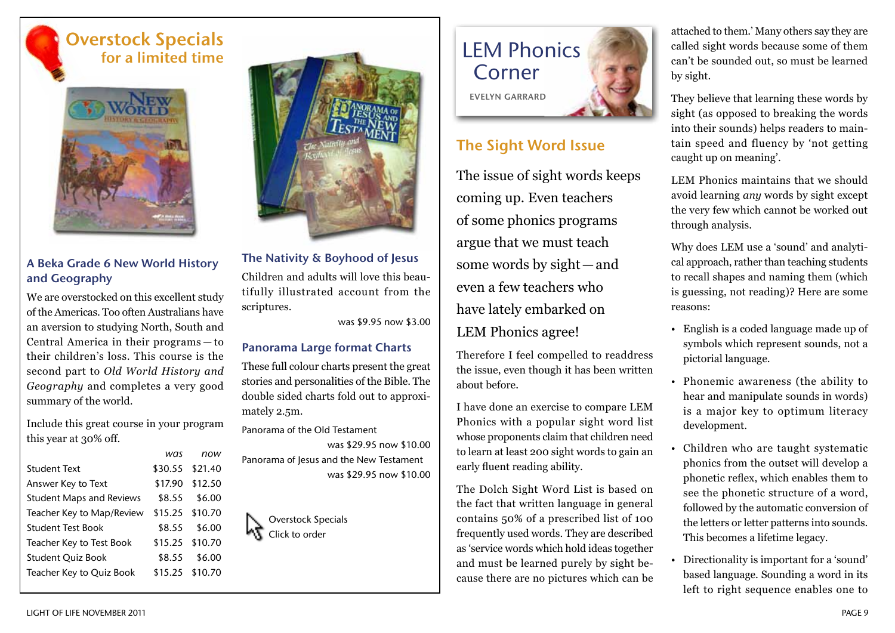# Overstock Specials

## for a limited time

### A Beka Grade 6 New World History and Geography

We are overstocked on this excellent study of the Americas. Too often Australians have an aversion to studying North, South and Central America in their programs — to their children's loss. This course is the second part to *Old World History and Geography* and completes a very good summary of the world.

Include this great course in your program this year at 30% off.

| | *was* | *now* |
|---|---|---|
| Student Text | $30.55 | $21.40 |
| Answer Key to Text | $17.90 | $12.50 |
| Student Maps and Reviews | $8.55 | $6.00 |
| Teacher Key to Map/Review | $15.25 | $10.70 |
| Student Test Book | $8.55 | $6.00 |
| Teacher Key to Test Book | $15.25 | $10.70 |
| Student Quiz Book | $8.55 | $6.00 |
| Teacher Key to Quiz Book | $15.25 | $10.70 |

### The Nativity & Boyhood of Jesus

Children and adults will love this beautifully illustrated account from the scriptures.

was $9.95 now $3.00

### Panorama Large format Charts

These full colour charts present the great stories and personalities of the Bible. The double sided charts fold out to approximately 2.5m.

Panorama of the Old Testament
was $29.95 now $10.00

Panorama of Jesus and the New Testament
was $29.95 now $10.00

Overstock Specials
Click to order

# LEM Phonics Corner

EVELYN GARRARD

## The Sight Word Issue

The issue of sight words keeps coming up. Even teachers of some phonics programs argue that we must teach some words by sight — and even a few teachers who have lately embarked on LEM Phonics agree!

Therefore I feel compelled to readdress the issue, even though it has been written about before.

I have done an exercise to compare LEM Phonics with a popular sight word list whose proponents claim that children need to learn at least 200 sight words to gain an early fluent reading ability.

The Dolch Sight Word List is based on the fact that written language in general contains 50% of a prescribed list of 100 frequently used words. They are described as 'service words which hold ideas together and must be learned purely by sight because there are no pictures which can be attached to them.' Many others say they are called sight words because some of them can't be sounded out, so must be learned by sight.

They believe that learning these words by sight (as opposed to breaking the words into their sounds) helps readers to maintain speed and fluency by 'not getting caught up on meaning'.

LEM Phonics maintains that we should avoid learning *any* words by sight except the very few which cannot be worked out through analysis.

Why does LEM use a 'sound' and analytical approach, rather than teaching students to recall shapes and naming them (which is guessing, not reading)? Here are some reasons:

- English is a coded language made up of symbols which represent sounds, not a pictorial language.
- Phonemic awareness (the ability to hear and manipulate sounds in words) is a major key to optimum literacy development.
- Children who are taught systematic phonics from the outset will develop a phonetic reflex, which enables them to see the phonetic structure of a word, followed by the automatic conversion of the letters or letter patterns into sounds. This becomes a lifetime legacy.
- Directionality is important for a 'sound' based language. Sounding a word in its left to right sequence enables one to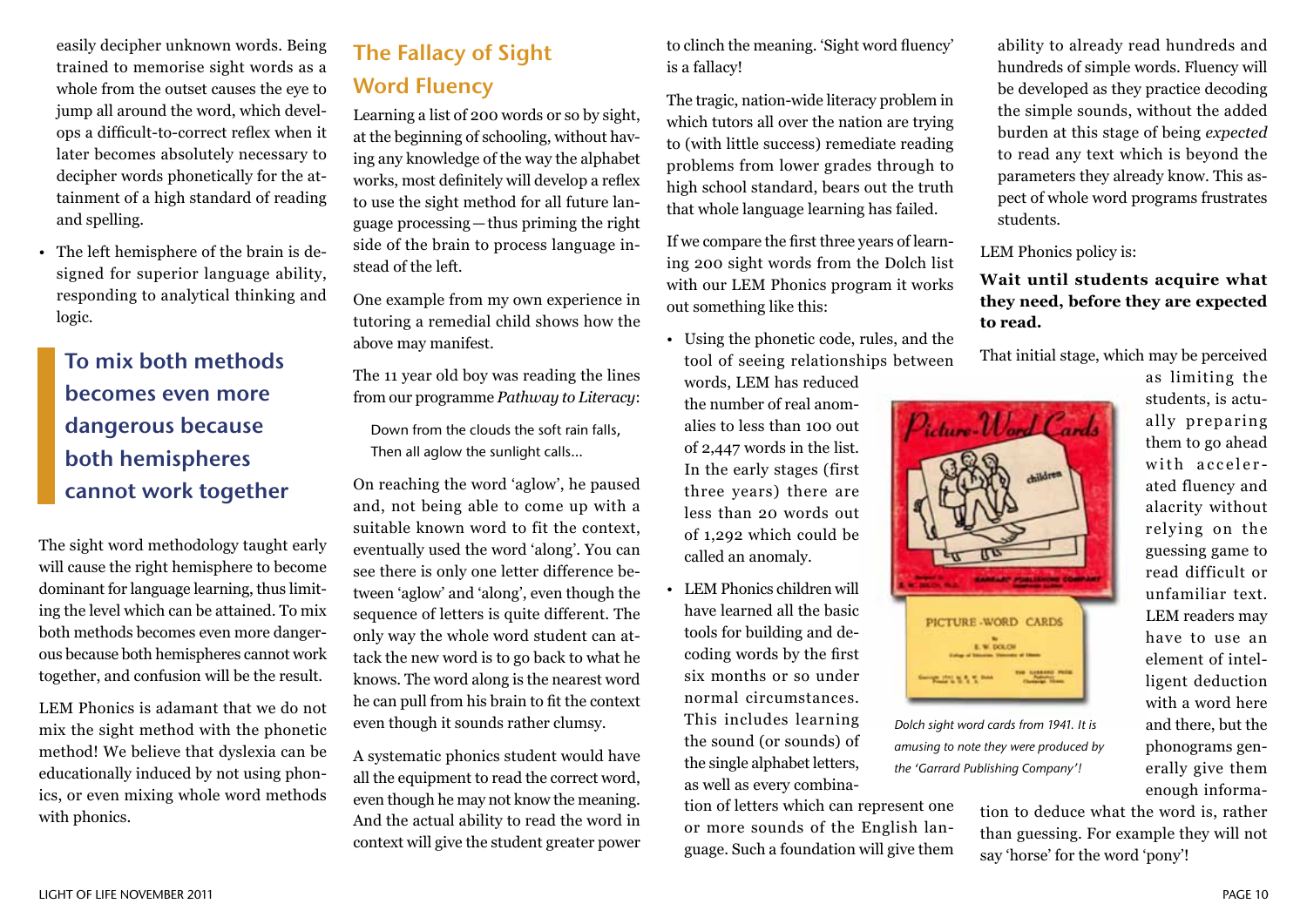easily decipher unknown words. Being trained to memorise sight words as a whole from the outset causes the eye to jump all around the word, which develops a difficult-to-correct reflex when it later becomes absolutely necessary to decipher words phonetically for the attainment of a high standard of reading and spelling.

- The left hemisphere of the brain is designed for superior language ability, responding to analytical thinking and logic.

> **To mix both methods becomes even more dangerous because both hemispheres cannot work together**

The sight word methodology taught early will cause the right hemisphere to become dominant for language learning, thus limiting the level which can be attained. To mix both methods becomes even more dangerous because both hemispheres cannot work together, and confusion will be the result.

LEM Phonics is adamant that we do not mix the sight method with the phonetic method! We believe that dyslexia can be educationally induced by not using phonics, or even mixing whole word methods with phonics.

## The Fallacy of Sight Word Fluency

Learning a list of 200 words or so by sight, at the beginning of schooling, without having any knowledge of the way the alphabet works, most definitely will develop a reflex to use the sight method for all future language processing—thus priming the right side of the brain to process language instead of the left.

One example from my own experience in tutoring a remedial child shows how the above may manifest.

The 11 year old boy was reading the lines from our programme *Pathway to Literacy*:

> Down from the clouds the soft rain falls,
> Then all aglow the sunlight calls...

On reaching the word 'aglow', he paused and, not being able to come up with a suitable known word to fit the context, eventually used the word 'along'. You can see there is only one letter difference between 'aglow' and 'along', even though the sequence of letters is quite different. The only way the whole word student can attack the new word is to go back to what he knows. The word along is the nearest word he can pull from his brain to fit the context even though it sounds rather clumsy.

A systematic phonics student would have all the equipment to read the correct word, even though he may not know the meaning. And the actual ability to read the word in context will give the student greater power to clinch the meaning. 'Sight word fluency' is a fallacy!

The tragic, nation-wide literacy problem in which tutors all over the nation are trying to (with little success) remediate reading problems from lower grades through to high school standard, bears out the truth that whole language learning has failed.

If we compare the first three years of learning 200 sight words from the Dolch list with our LEM Phonics program it works out something like this:

- Using the phonetic code, rules, and the tool of seeing relationships between words, LEM has reduced the number of real anomalies to less than 100 out of 2,447 words in the list. In the early stages (first three years) there are less than 20 words out of 1,292 which could be called an anomaly.
- LEM Phonics children will have learned all the basic tools for building and decoding words by the first six months or so under normal circumstances. This includes learning the sound (or sounds) of the single alphabet letters, as well as every combination of letters which can represent one or more sounds of the English language. Such a foundation will give them ability to already read hundreds and hundreds of simple words. Fluency will be developed as they practice decoding the simple sounds, without the added burden at this stage of being *expected* to read any text which is beyond the parameters they already know. This aspect of whole word programs frustrates students.

*Dolch sight word cards from 1941. It is amusing to note they were produced by the 'Garrard Publishing Company'!*

LEM Phonics policy is:

**Wait until students acquire what they need, before they are expected to read.**

That initial stage, which may be perceived as limiting the students, is actually preparing them to go ahead with accelerated fluency and alacrity without relying on the guessing game to read difficult or unfamiliar text. LEM readers may have to use an element of intelligent deduction with a word here and there, but the phonograms generally give them enough information to deduce what the word is, rather than guessing. For example they will not say 'horse' for the word 'pony'!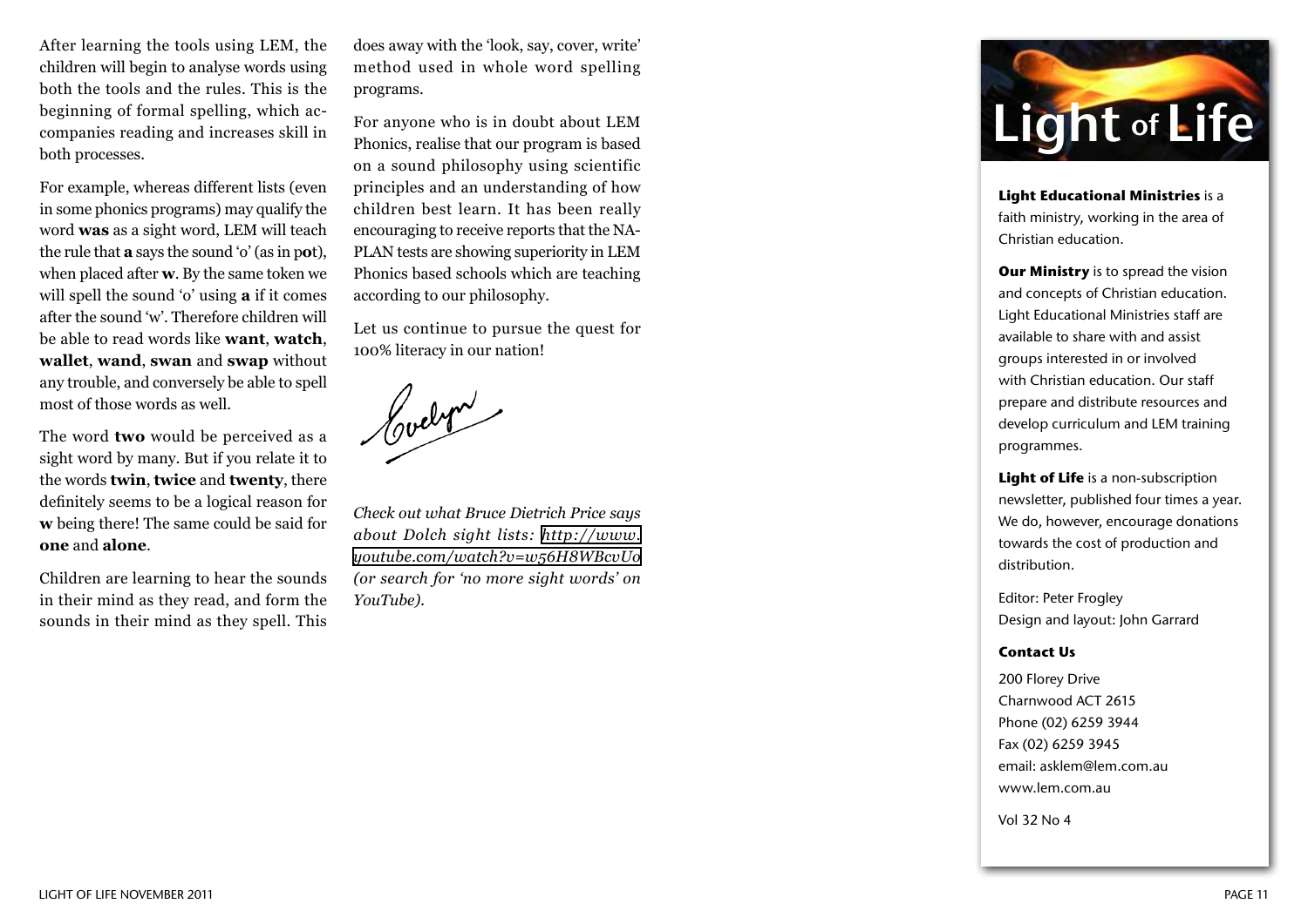After learning the tools using LEM, the children will begin to analyse words using both the tools and the rules. This is the beginning of formal spelling, which accompanies reading and increases skill in both processes.

For example, whereas different lists (even in some phonics programs) may qualify the word **was** as a sight word, LEM will teach the rule that **a** says the sound 'o' (as in p**o**t), when placed after **w**. By the same token we will spell the sound 'o' using **a** if it comes after the sound 'w'. Therefore children will be able to read words like **want**, **watch**, **wallet**, **wand**, **swan** and **swap** without any trouble, and conversely be able to spell most of those words as well.

The word **two** would be perceived as a sight word by many. But if you relate it to the words **twin**, **twice** and **twenty**, there definitely seems to be a logical reason for **w** being there! The same could be said for **one** and **alone**.

Children are learning to hear the sounds in their mind as they read, and form the sounds in their mind as they spell. This does away with the 'look, say, cover, write' method used in whole word spelling programs.

For anyone who is in doubt about LEM Phonics, realise that our program is based on a sound philosophy using scientific principles and an understanding of how children best learn. It has been really encouraging to receive reports that the NAPLAN tests are showing superiority in LEM Phonics based schools which are teaching according to our philosophy.

Let us continue to pursue the quest for 100% literacy in our nation!

Evelyn

*Check out what Bruce Dietrich Price says about Dolch sight lists: http://www.youtube.com/watch?v=w56H8WBcvUo (or search for 'no more sight words' on YouTube).*

# Light of Life

**Light Educational Ministries** is a faith ministry, working in the area of Christian education.

**Our Ministry** is to spread the vision and concepts of Christian education. Light Educational Ministries staff are available to share with and assist groups interested in or involved with Christian education. Our staff prepare and distribute resources and develop curriculum and LEM training programmes.

**Light of Life** is a non-subscription newsletter, published four times a year. We do, however, encourage donations towards the cost of production and distribution.

Editor: Peter Frogley
Design and layout: John Garrard

**Contact Us**

200 Florey Drive
Charnwood ACT 2615
Phone (02) 6259 3944
Fax (02) 6259 3945
email: asklem@lem.com.au
www.lem.com.au

Vol 32 No 4